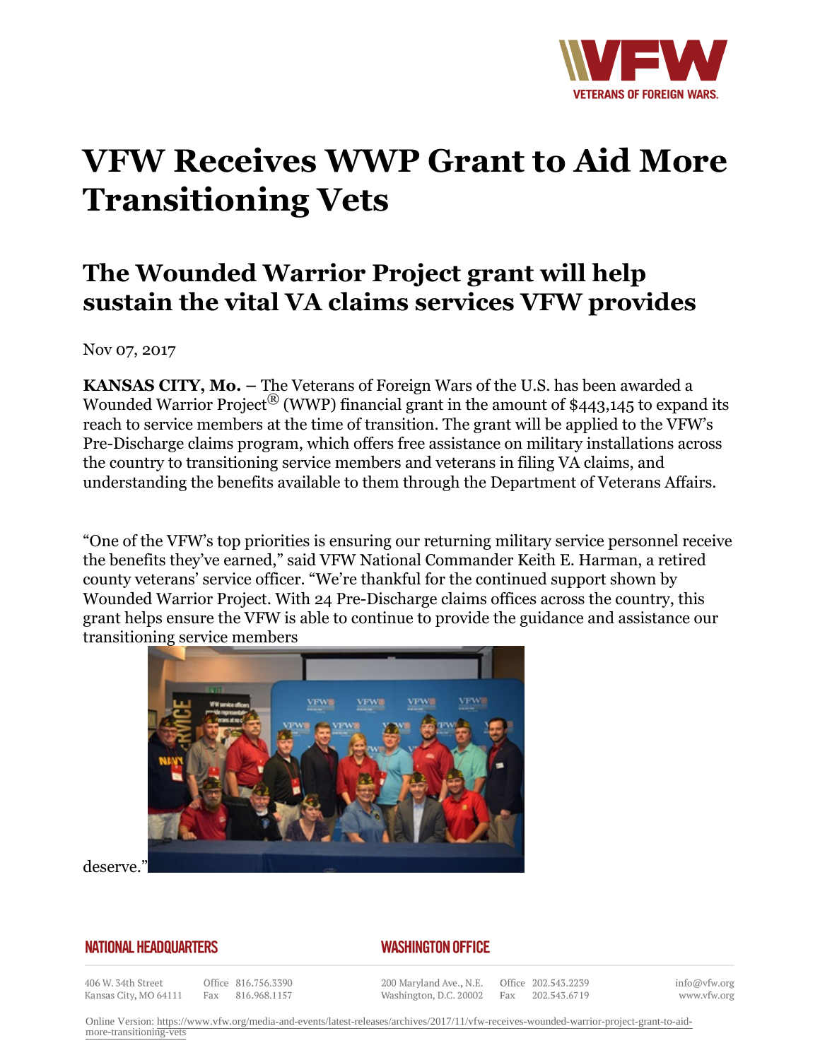# VFW Receives WWP Grant to Aid More Transitioning Vets

## The Wounded Warrior Project grant will help sustain the vital VA claims services VFW provides

Nov 07, 2017

**KANSAS CITY, Mo. –** The Veterans of Foreign Wars of the U.S. has been awarded a Wounded Warrior Project® (WWP) financial grant in the amount of $443,145 to expand its reach to service members at the time of transition. The grant will be applied to the VFW's Pre-Discharge claims program, which offers free assistance on military installations across the country to transitioning service members and veterans in filing VA claims, and understanding the benefits available to them through the Department of Veterans Affairs.

"One of the VFW's top priorities is ensuring our returning military service personnel receive the benefits they've earned," said VFW National Commander Keith E. Harman, a retired county veterans' service officer. "We're thankful for the continued support shown by Wounded Warrior Project. With 24 Pre-Discharge claims offices across the country, this grant helps ensure the VFW is able to continue to provide the guidance and assistance our transitioning service members deserve."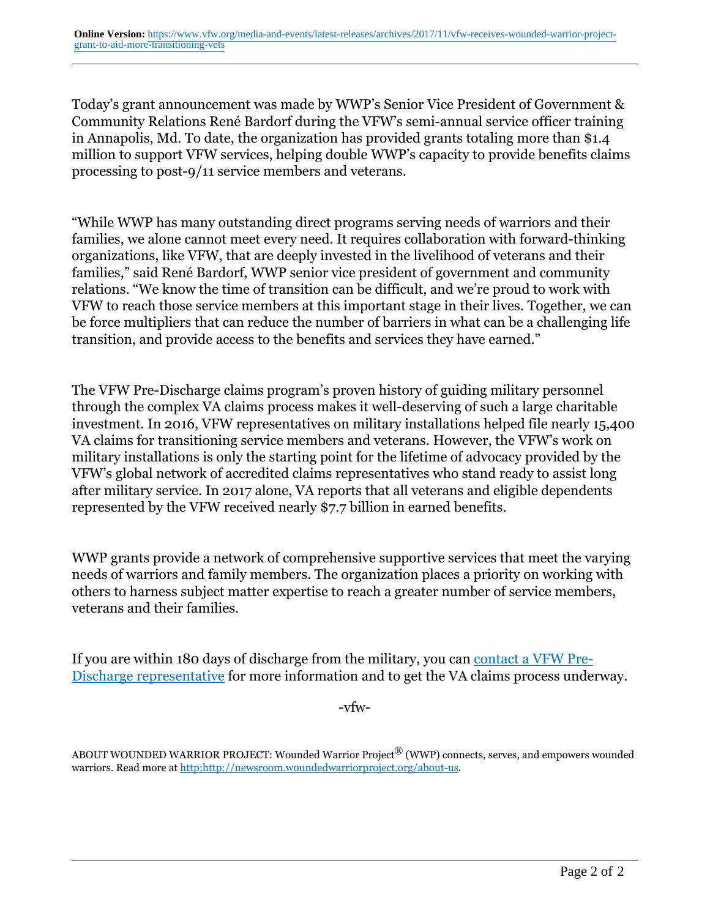Today's grant announcement was made by WWP's Senior Vice President of Government & Community Relations René Bardorf during the VFW's semi-annual service officer training in Annapolis, Md. To date, the organization has provided grants totaling more than $1.4 million to support VFW services, helping double WWP's capacity to provide benefits claims processing to post-9/11 service members and veterans.

"While WWP has many outstanding direct programs serving needs of warriors and their families, we alone cannot meet every need. It requires collaboration with forward-thinking organizations, like VFW, that are deeply invested in the livelihood of veterans and their families," said René Bardorf, WWP senior vice president of government and community relations. "We know the time of transition can be difficult, and we're proud to work with VFW to reach those service members at this important stage in their lives. Together, we can be force multipliers that can reduce the number of barriers in what can be a challenging life transition, and provide access to the benefits and services they have earned."

The VFW Pre-Discharge claims program's proven history of guiding military personnel through the complex VA claims process makes it well-deserving of such a large charitable investment. In 2016, VFW representatives on military installations helped file nearly 15,400 VA claims for transitioning service members and veterans. However, the VFW's work on military installations is only the starting point for the lifetime of advocacy provided by the VFW's global network of accredited claims representatives who stand ready to assist long after military service. In 2017 alone, VA reports that all veterans and eligible dependents represented by the VFW received nearly $7.7 billion in earned benefits.

WWP grants provide a network of comprehensive supportive services that meet the varying needs of warriors and family members. The organization places a priority on working with others to harness subject matter expertise to reach a greater number of service members, veterans and their families.

If you are within 180 days of discharge from the military, you can [contact a VFW Pre-Discharge representative] for more information and to get the VA claims process underway.

-vfw-

ABOUT WOUNDED WARRIOR PROJECT: Wounded Warrior Project® (WWP) connects, serves, and empowers wounded warriors. Read more at http:http://newsroom.woundedwarriorproject.org/about-us.